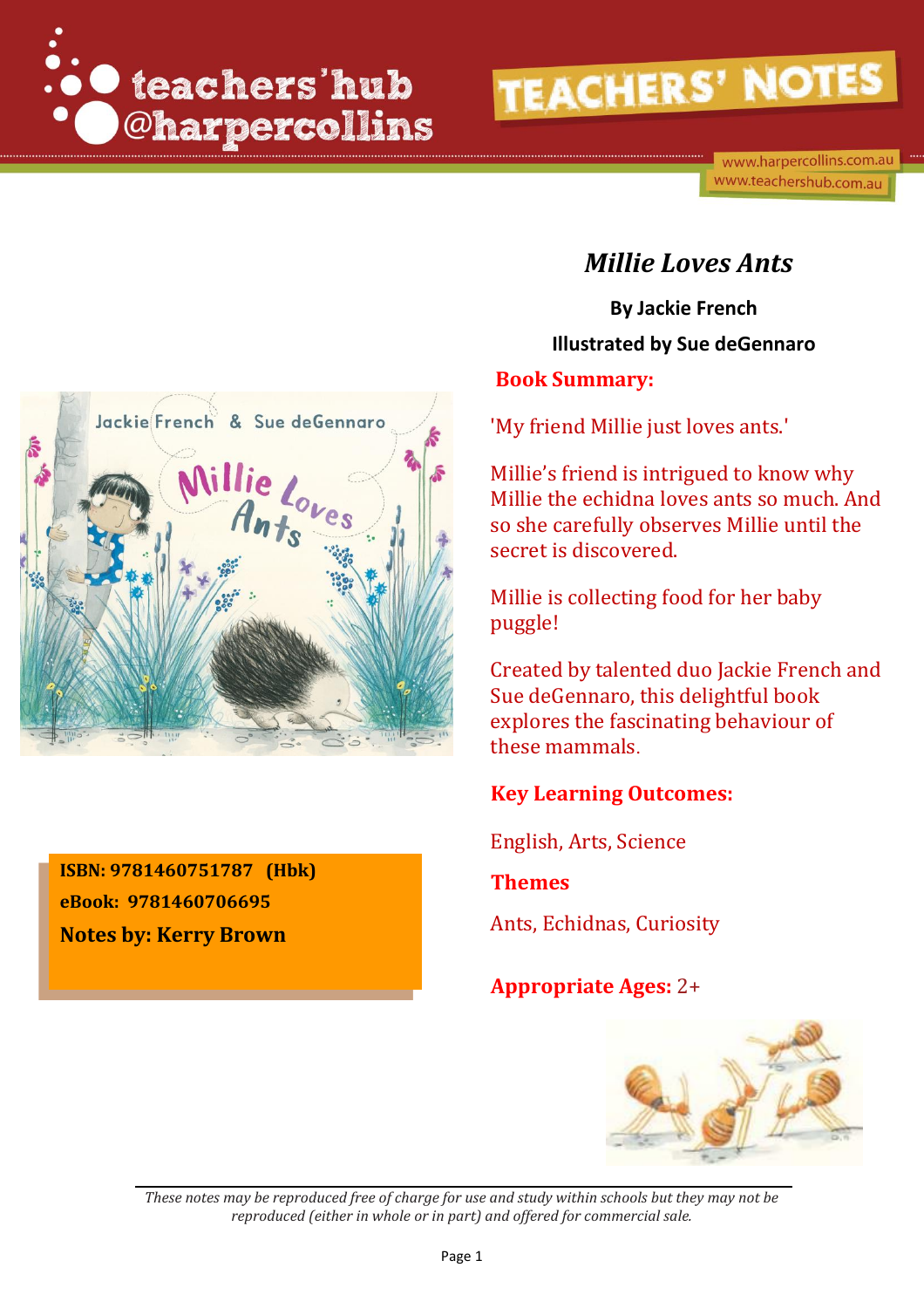# Millie Loves Ants

**By Jackie French**

**Illustrated by Sue deGennaro**

## Book Summary:

'My friend Millie just loves ants.'

Millie's friend is intrigued to know why Millie the echidna loves ants so much. And so she carefully observes Millie until the secret is discovered.

Millie is collecting food for her baby puggle!

Created by talented duo Jackie French and Sue deGennaro, this delightful book explores the fascinating behaviour of these mammals.

## Key Learning Outcomes:

English, Arts, Science

## Themes

Ants, Echidnas, Curiosity

**Appropriate Ages:** 2+

**ISBN: 9781460751787 (Hbk)**

**eBook: 9781460706695**

**Notes by: Kerry Brown**

*These notes may be reproduced free of charge for use and study within schools but they may not be reproduced (either in whole or in part) and offered for commercial sale.*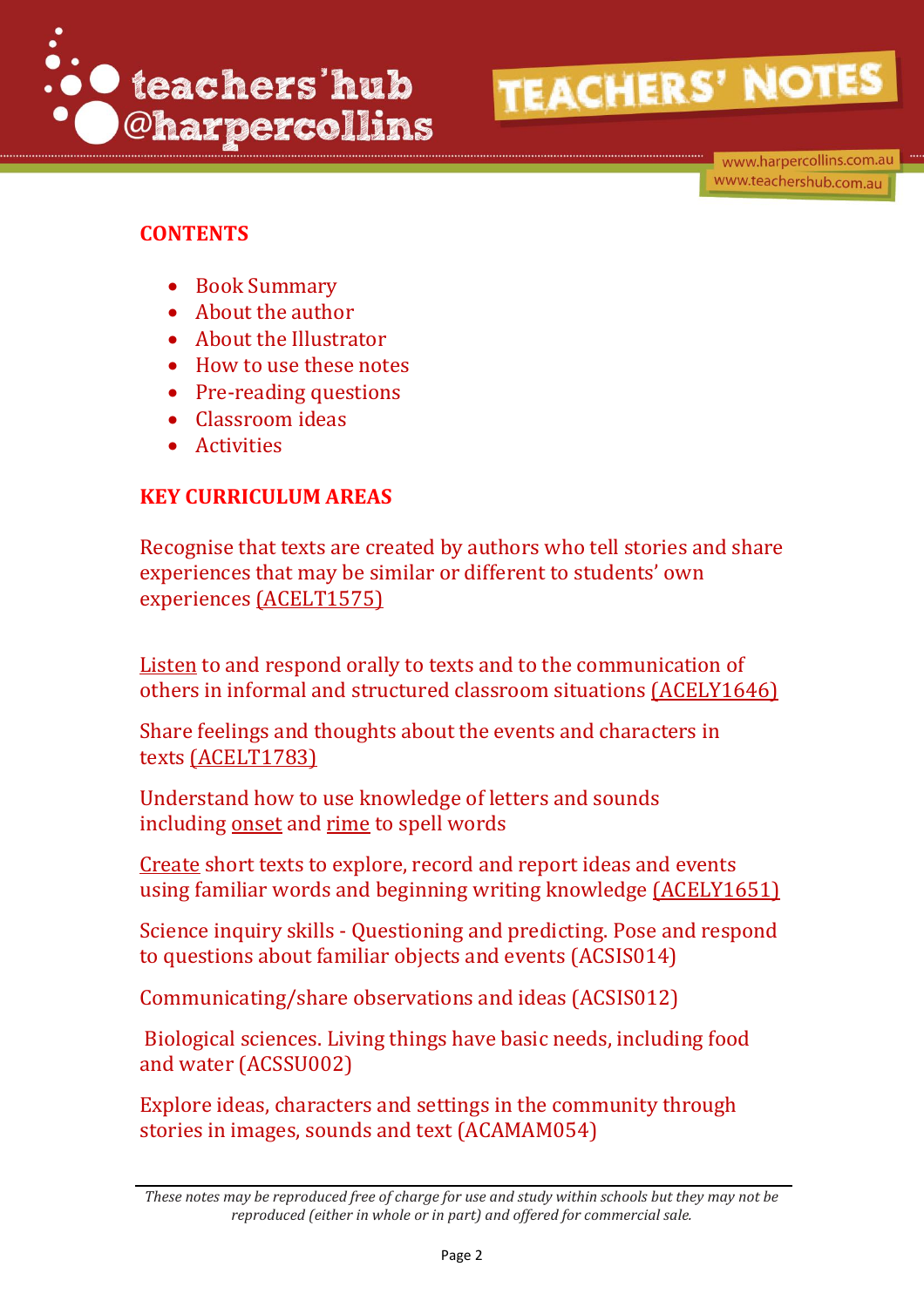## CONTENTS

- Book Summary
- About the author
- About the Illustrator
- How to use these notes
- Pre-reading questions
- Classroom ideas
- Activities

## KEY CURRICULUM AREAS

Recognise that texts are created by authors who tell stories and share experiences that may be similar or different to students' own experiences (ACELT1575)

Listen to and respond orally to texts and to the communication of others in informal and structured classroom situations (ACELY1646)

Share feelings and thoughts about the events and characters in texts (ACELT1783)

Understand how to use knowledge of letters and sounds including onset and rime to spell words

Create short texts to explore, record and report ideas and events using familiar words and beginning writing knowledge (ACELY1651)

Science inquiry skills - Questioning and predicting. Pose and respond to questions about familiar objects and events (ACSIS014)

Communicating/share observations and ideas (ACSIS012)

Biological sciences. Living things have basic needs, including food and water (ACSSU002)

Explore ideas, characters and settings in the community through stories in images, sounds and text (ACAMAM054)

*These notes may be reproduced free of charge for use and study within schools but they may not be reproduced (either in whole or in part) and offered for commercial sale.*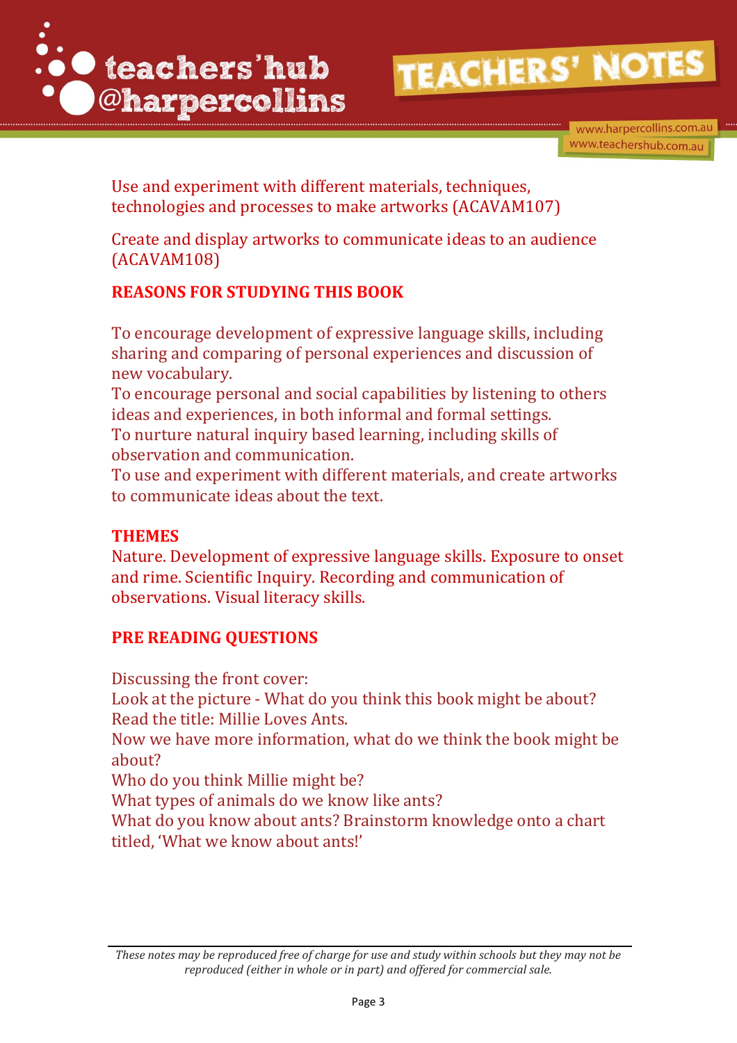Use and experiment with different materials, techniques, technologies and processes to make artworks (ACAVAM107)

Create and display artworks to communicate ideas to an audience (ACAVAM108)

## REASONS FOR STUDYING THIS BOOK

To encourage development of expressive language skills, including sharing and comparing of personal experiences and discussion of new vocabulary.
To encourage personal and social capabilities by listening to others ideas and experiences, in both informal and formal settings.
To nurture natural inquiry based learning, including skills of observation and communication.
To use and experiment with different materials, and create artworks to communicate ideas about the text.

## THEMES

Nature. Development of expressive language skills. Exposure to onset and rime. Scientific Inquiry. Recording and communication of observations. Visual literacy skills.

## PRE READING QUESTIONS

Discussing the front cover:
Look at the picture - What do you think this book might be about?
Read the title: Millie Loves Ants.
Now we have more information, what do we think the book might be about?
Who do you think Millie might be?
What types of animals do we know like ants?
What do you know about ants? Brainstorm knowledge onto a chart titled, 'What we know about ants!'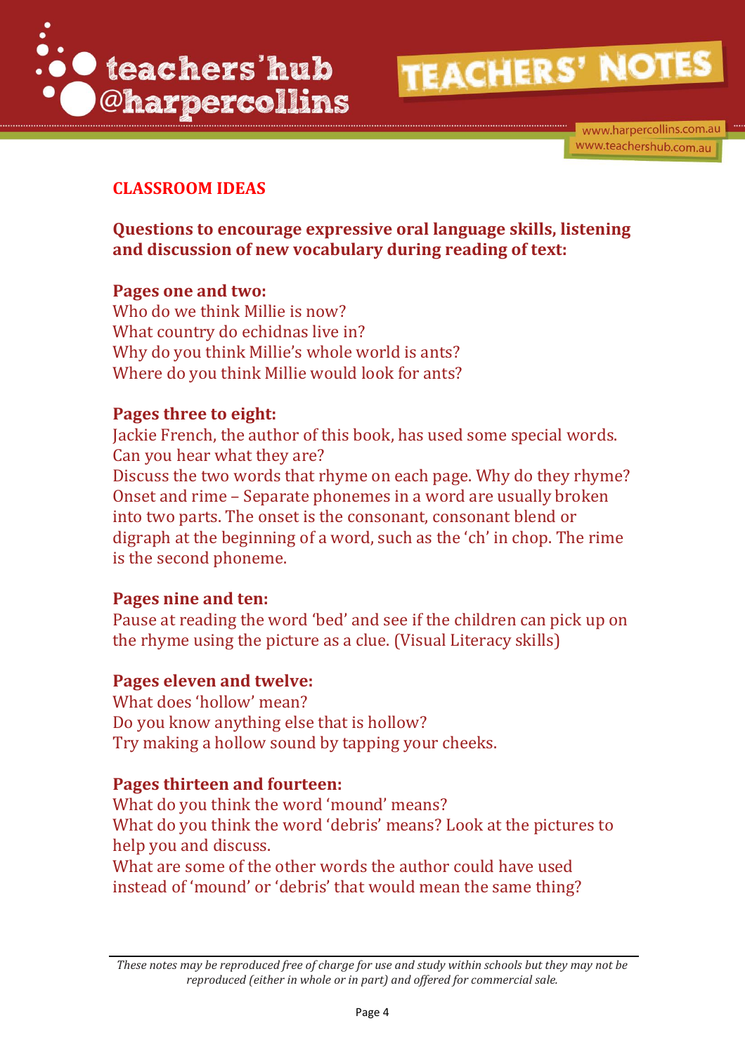## CLASSROOM IDEAS

### Questions to encourage expressive oral language skills, listening and discussion of new vocabulary during reading of text:

**Pages one and two:**
Who do we think Millie is now?
What country do echidnas live in?
Why do you think Millie's whole world is ants?
Where do you think Millie would look for ants?

**Pages three to eight:**
Jackie French, the author of this book, has used some special words. Can you hear what they are?
Discuss the two words that rhyme on each page. Why do they rhyme?
Onset and rime – Separate phonemes in a word are usually broken into two parts. The onset is the consonant, consonant blend or digraph at the beginning of a word, such as the 'ch' in chop. The rime is the second phoneme.

**Pages nine and ten:**
Pause at reading the word 'bed' and see if the children can pick up on the rhyme using the picture as a clue. (Visual Literacy skills)

**Pages eleven and twelve:**
What does 'hollow' mean?
Do you know anything else that is hollow?
Try making a hollow sound by tapping your cheeks.

**Pages thirteen and fourteen:**
What do you think the word 'mound' means?
What do you think the word 'debris' means? Look at the pictures to help you and discuss.
What are some of the other words the author could have used instead of 'mound' or 'debris' that would mean the same thing?

*These notes may be reproduced free of charge for use and study within schools but they may not be reproduced (either in whole or in part) and offered for commercial sale.*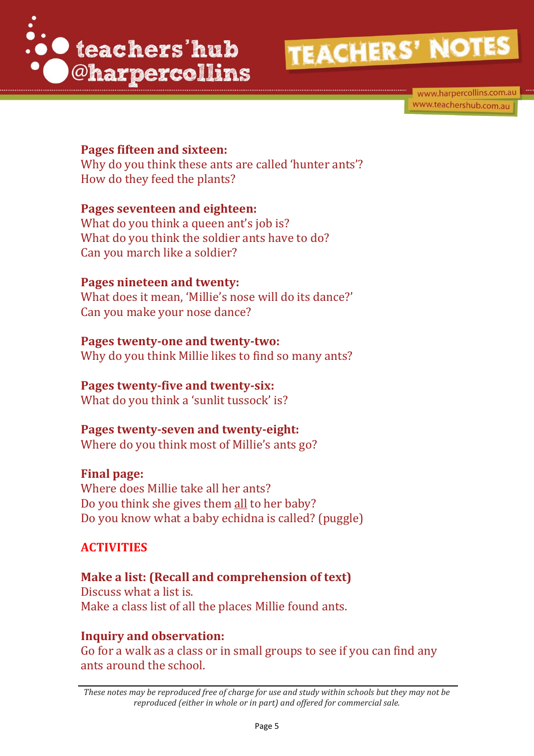**Pages fifteen and sixteen:**
Why do you think these ants are called 'hunter ants'?
How do they feed the plants?

**Pages seventeen and eighteen:**
What do you think a queen ant's job is?
What do you think the soldier ants have to do?
Can you march like a soldier?

**Pages nineteen and twenty:**
What does it mean, 'Millie's nose will do its dance?'
Can you make your nose dance?

**Pages twenty-one and twenty-two:**
Why do you think Millie likes to find so many ants?

**Pages twenty-five and twenty-six:**
What do you think a 'sunlit tussock' is?

**Pages twenty-seven and twenty-eight:**
Where do you think most of Millie's ants go?

**Final page:**
Where does Millie take all her ants?
Do you think she gives them <u>all</u> to her baby?
Do you know what a baby echidna is called? (puggle)

## ACTIVITIES

**Make a list: (Recall and comprehension of text)**
Discuss what a list is.
Make a class list of all the places Millie found ants.

**Inquiry and observation:**
Go for a walk as a class or in small groups to see if you can find any ants around the school.

*These notes may be reproduced free of charge for use and study within schools but they may not be reproduced (either in whole or in part) and offered for commercial sale.*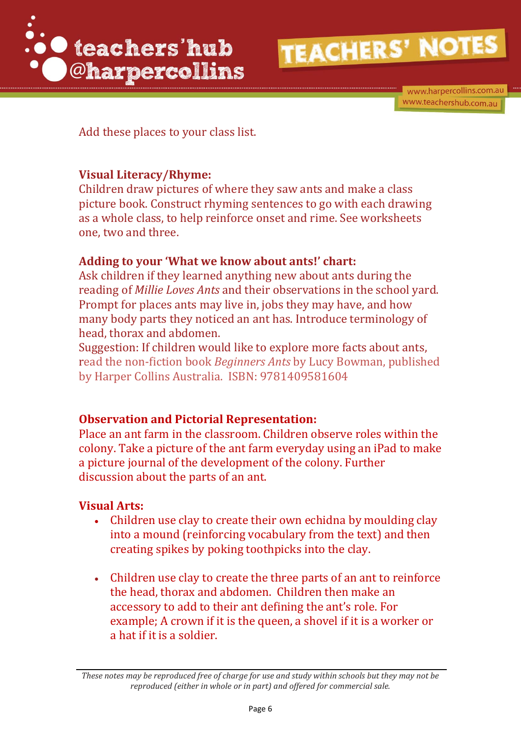Add these places to your class list.

**Visual Literacy/Rhyme:**
Children draw pictures of where they saw ants and make a class picture book. Construct rhyming sentences to go with each drawing as a whole class, to help reinforce onset and rime. See worksheets one, two and three.

**Adding to your 'What we know about ants!' chart:**
Ask children if they learned anything new about ants during the reading of *Millie Loves Ants* and their observations in the school yard. Prompt for places ants may live in, jobs they may have, and how many body parts they noticed an ant has. Introduce terminology of head, thorax and abdomen.
Suggestion: If children would like to explore more facts about ants, read the non-fiction book *Beginners Ants* by Lucy Bowman, published by Harper Collins Australia. ISBN: 9781409581604

**Observation and Pictorial Representation:**
Place an ant farm in the classroom. Children observe roles within the colony. Take a picture of the ant farm everyday using an iPad to make a picture journal of the development of the colony. Further discussion about the parts of an ant.

**Visual Arts:**

- Children use clay to create their own echidna by moulding clay into a mound (reinforcing vocabulary from the text) and then creating spikes by poking toothpicks into the clay.

- Children use clay to create the three parts of an ant to reinforce the head, thorax and abdomen. Children then make an accessory to add to their ant defining the ant's role. For example; A crown if it is the queen, a shovel if it is a worker or a hat if it is a soldier.

*These notes may be reproduced free of charge for use and study within schools but they may not be reproduced (either in whole or in part) and offered for commercial sale.*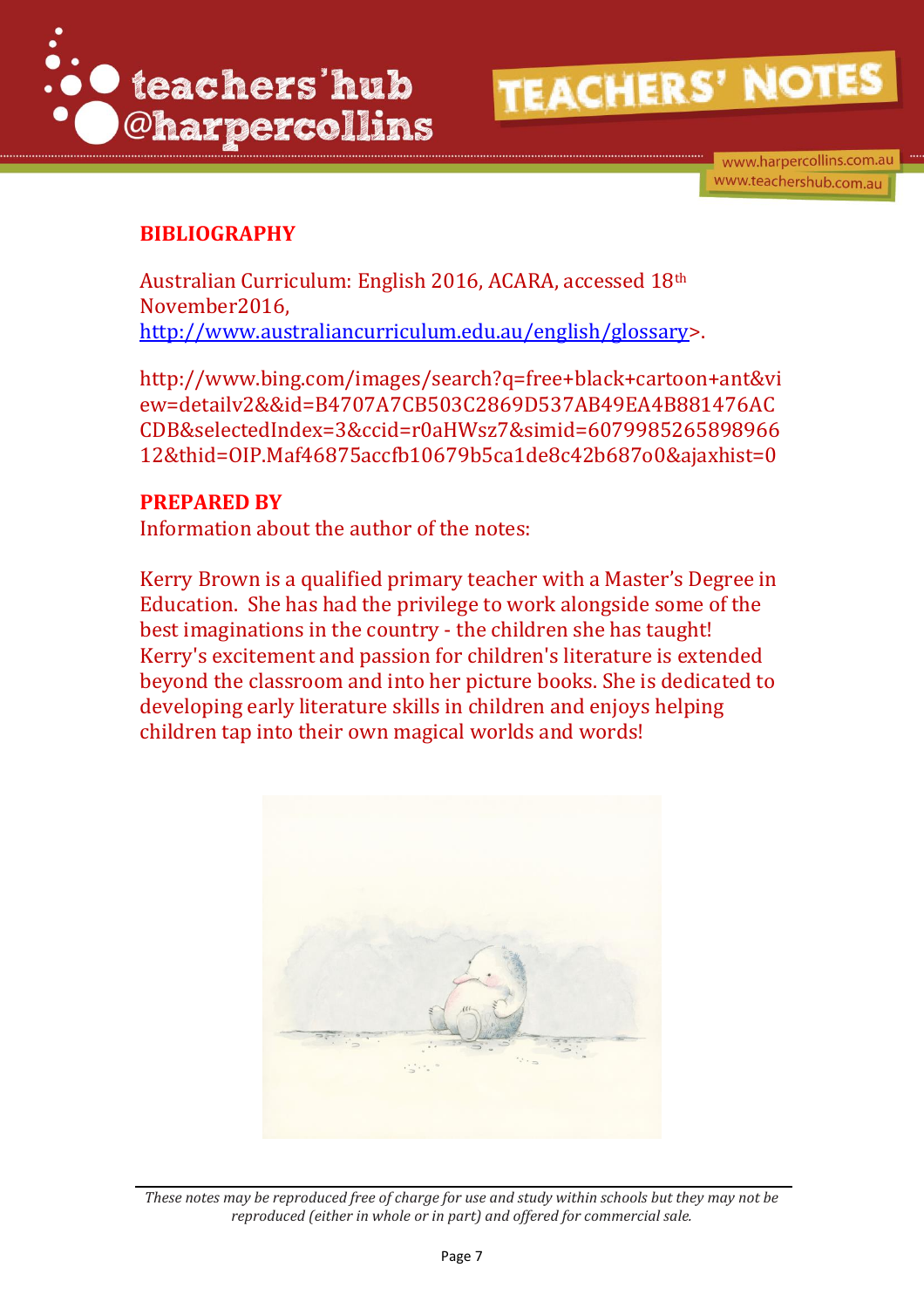## BIBLIOGRAPHY

Australian Curriculum: English 2016, ACARA, accessed 18th November2016, <http://www.australiancurriculum.edu.au/english/glossary>.

http://www.bing.com/images/search?q=free+black+cartoon+ant&view=detailv2&&id=B4707A7CB503C2869D537AB49EA4B881476ACCDB&selectedIndex=3&ccid=r0aHWsz7&simid=607998526589896612&thid=OIP.Maf46875accfb10679b5ca1de8c42b687o0&ajaxhist=0

## PREPARED BY

Information about the author of the notes:

Kerry Brown is a qualified primary teacher with a Master's Degree in Education. She has had the privilege to work alongside some of the best imaginations in the country - the children she has taught! Kerry's excitement and passion for children's literature is extended beyond the classroom and into her picture books. She is dedicated to developing early literature skills in children and enjoys helping children tap into their own magical worlds and words!

*These notes may be reproduced free of charge for use and study within schools but they may not be reproduced (either in whole or in part) and offered for commercial sale.*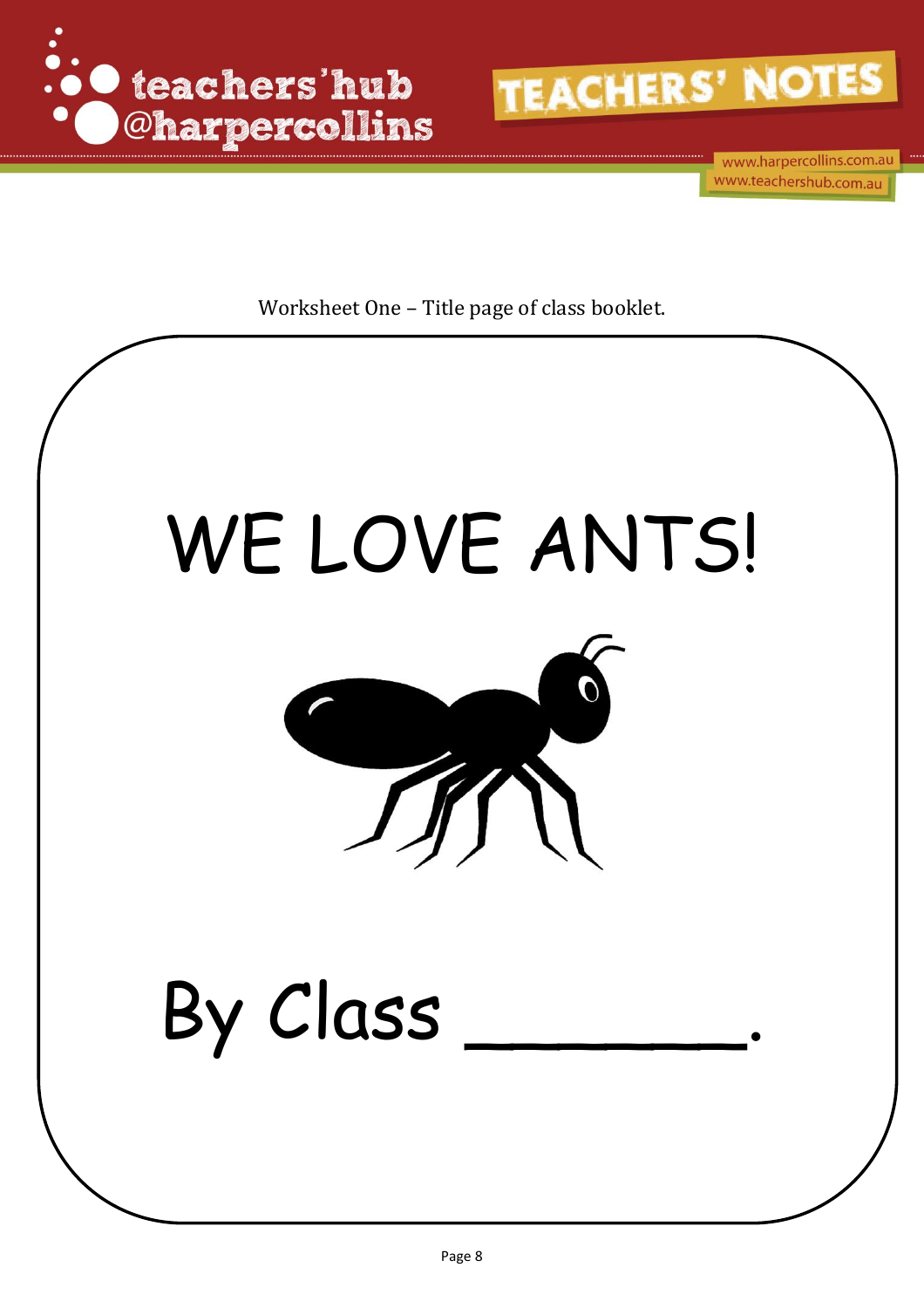Worksheet One – Title page of class booklet.

# WE LOVE ANTS!

## By Class ______.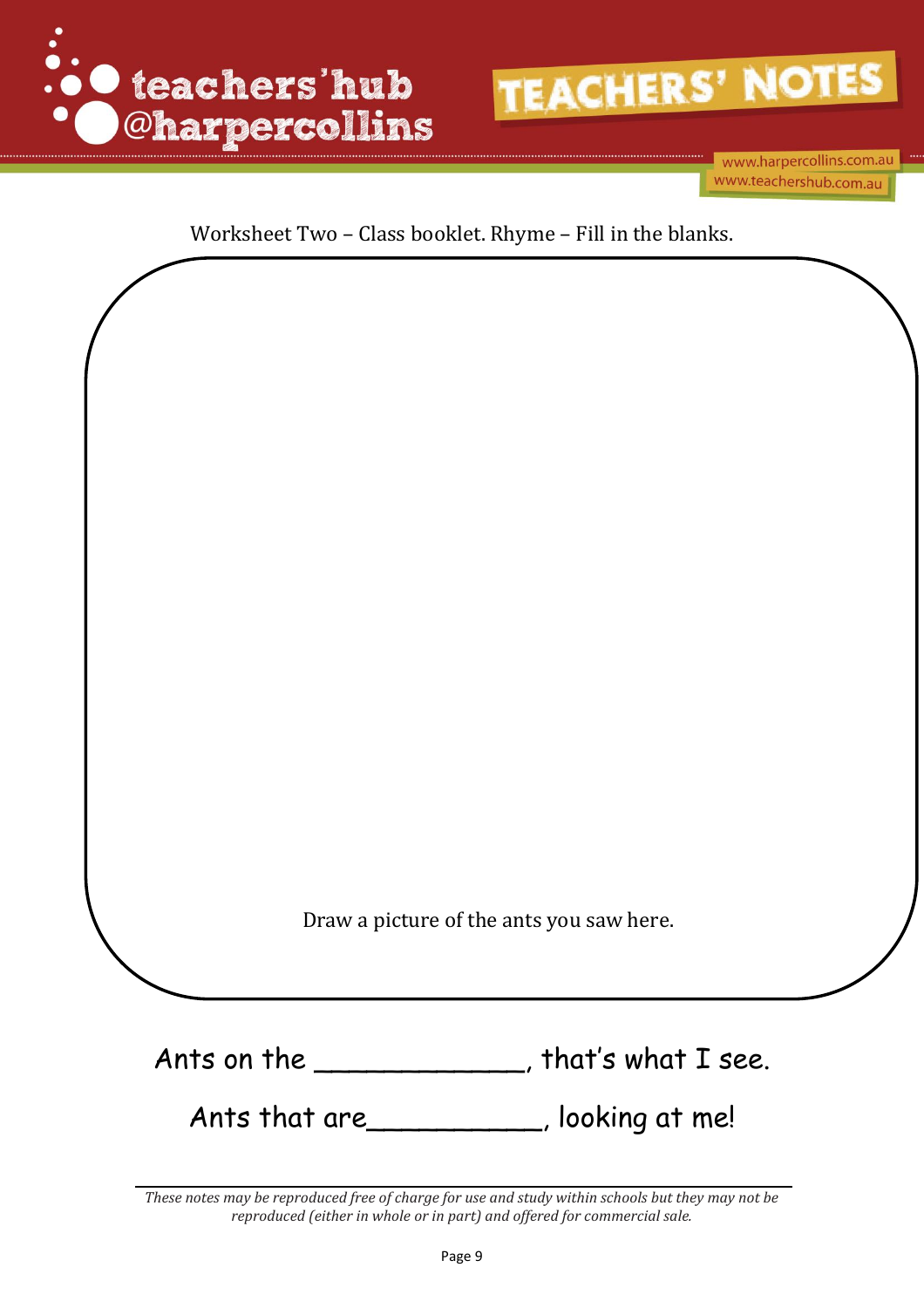Worksheet Two – Class booklet. Rhyme – Fill in the blanks.

Draw a picture of the ants you saw here.

Ants on the _____________, that's what I see.

Ants that are___________, looking at me!

*These notes may be reproduced free of charge for use and study within schools but they may not be reproduced (either in whole or in part) and offered for commercial sale.*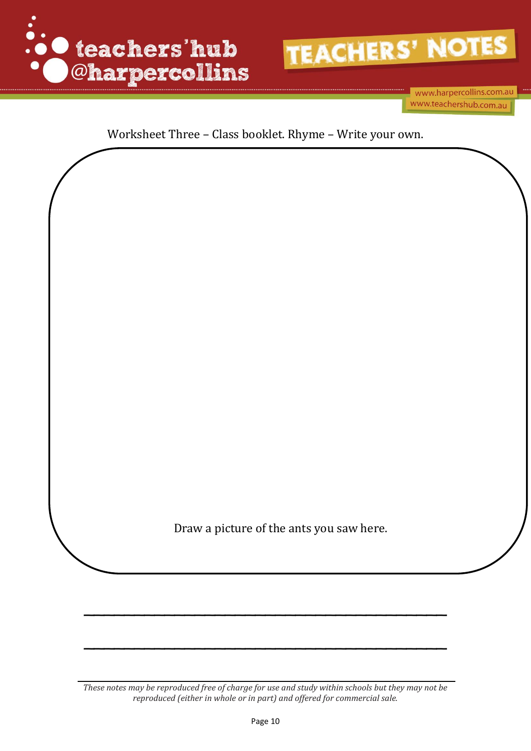Worksheet Three – Class booklet. Rhyme – Write your own.

Draw a picture of the ants you saw here.

\_\_\_\_\_\_\_\_\_\_\_\_\_\_\_\_\_\_\_\_\_\_\_\_\_\_\_\_\_\_\_\_\_\_\_\_\_\_\_\_\_\_\_\_\_\_\_\_\_\_\_\_

\_\_\_\_\_\_\_\_\_\_\_\_\_\_\_\_\_\_\_\_\_\_\_\_\_\_\_\_\_\_\_\_\_\_\_\_\_\_\_\_\_\_\_\_\_\_\_\_\_\_\_\_

*These notes may be reproduced free of charge for use and study within schools but they may not be reproduced (either in whole or in part) and offered for commercial sale.*